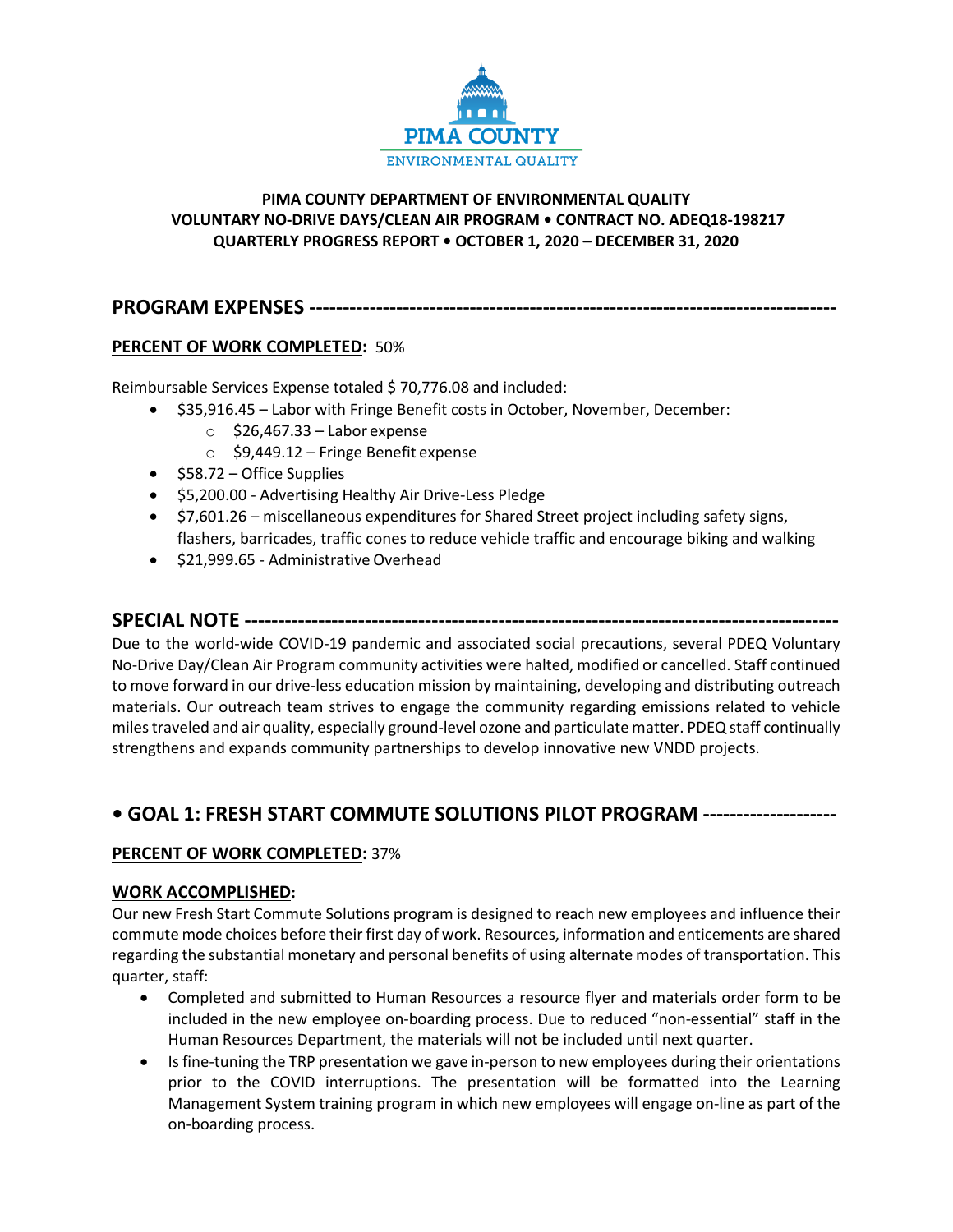PIMA COUNTY
ENVIRONMENTAL QUALITY

**PIMA COUNTY DEPARTMENT OF ENVIRONMENTAL QUALITY**
**VOLUNTARY NO-DRIVE DAYS/CLEAN AIR PROGRAM • CONTRACT NO. ADEQ18-198217**
**QUARTERLY PROGRESS REPORT • OCTOBER 1, 2020 – DECEMBER 31, 2020**

## PROGRAM EXPENSES ------------------------------------------------------------------------------

**PERCENT OF WORK COMPLETED:** 50%

Reimbursable Services Expense totaled $ 70,776.08 and included:

- $35,916.45 – Labor with Fringe Benefit costs in October, November, December:
    - $26,467.33 – Labor expense
    - $9,449.12 – Fringe Benefit expense
- $58.72 – Office Supplies
- $5,200.00 - Advertising Healthy Air Drive-Less Pledge
- $7,601.26 – miscellaneous expenditures for Shared Street project including safety signs, flashers, barricades, traffic cones to reduce vehicle traffic and encourage biking and walking
- $21,999.65 - Administrative Overhead

## SPECIAL NOTE ---------------------------------------------------------------------------------------

Due to the world-wide COVID-19 pandemic and associated social precautions, several PDEQ Voluntary No-Drive Day/Clean Air Program community activities were halted, modified or cancelled. Staff continued to move forward in our drive-less education mission by maintaining, developing and distributing outreach materials. Our outreach team strives to engage the community regarding emissions related to vehicle miles traveled and air quality, especially ground-level ozone and particulate matter. PDEQ staff continually strengthens and expands community partnerships to develop innovative new VNDD projects.

## • GOAL 1: FRESH START COMMUTE SOLUTIONS PILOT PROGRAM -------------------

**PERCENT OF WORK COMPLETED:** 37%

**WORK ACCOMPLISHED:**

Our new Fresh Start Commute Solutions program is designed to reach new employees and influence their commute mode choices before their first day of work. Resources, information and enticements are shared regarding the substantial monetary and personal benefits of using alternate modes of transportation. This quarter, staff:

- Completed and submitted to Human Resources a resource flyer and materials order form to be included in the new employee on-boarding process. Due to reduced "non-essential" staff in the Human Resources Department, the materials will not be included until next quarter.
- Is fine-tuning the TRP presentation we gave in-person to new employees during their orientations prior to the COVID interruptions. The presentation will be formatted into the Learning Management System training program in which new employees will engage on-line as part of the on-boarding process.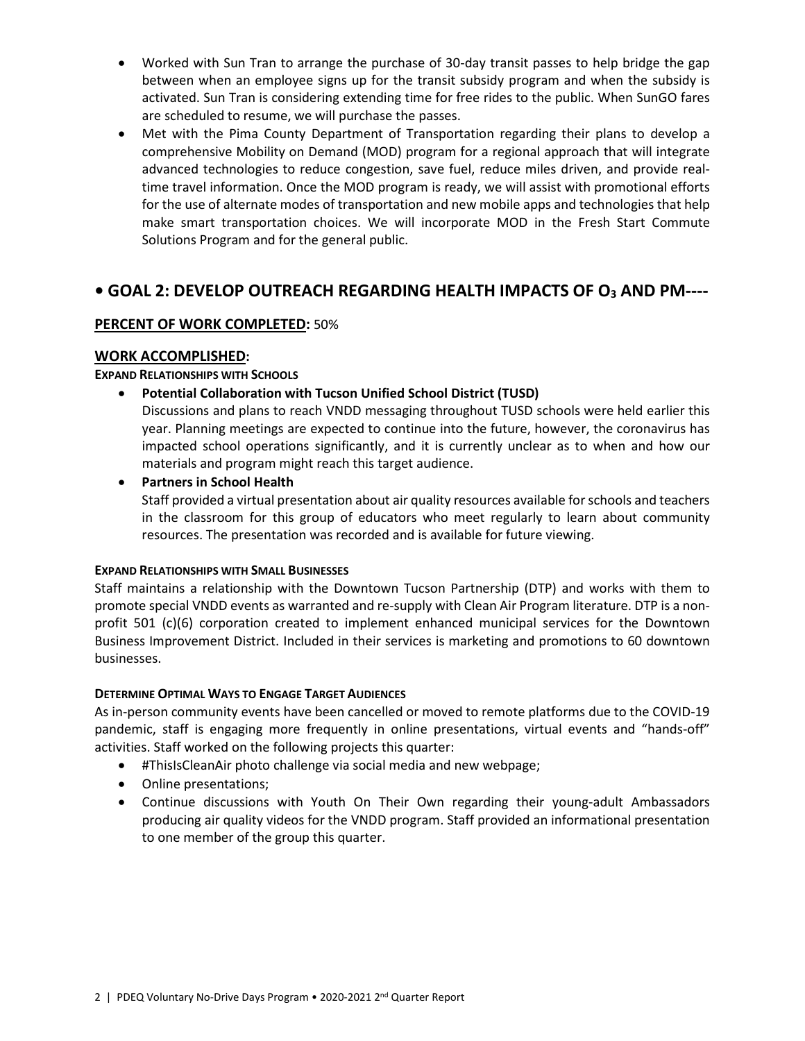- Worked with Sun Tran to arrange the purchase of 30-day transit passes to help bridge the gap between when an employee signs up for the transit subsidy program and when the subsidy is activated. Sun Tran is considering extending time for free rides to the public. When SunGO fares are scheduled to resume, we will purchase the passes.
- Met with the Pima County Department of Transportation regarding their plans to develop a comprehensive Mobility on Demand (MOD) program for a regional approach that will integrate advanced technologies to reduce congestion, save fuel, reduce miles driven, and provide real-time travel information. Once the MOD program is ready, we will assist with promotional efforts for the use of alternate modes of transportation and new mobile apps and technologies that help make smart transportation choices. We will incorporate MOD in the Fresh Start Commute Solutions Program and for the general public.

## • GOAL 2: DEVELOP OUTREACH REGARDING HEALTH IMPACTS OF $O_3$ AND PM----

**PERCENT OF WORK COMPLETED:** 50%

### WORK ACCOMPLISHED:

**EXPAND RELATIONSHIPS WITH SCHOOLS**

- **Potential Collaboration with Tucson Unified School District (TUSD)**
  Discussions and plans to reach VNDD messaging throughout TUSD schools were held earlier this year. Planning meetings are expected to continue into the future, however, the coronavirus has impacted school operations significantly, and it is currently unclear as to when and how our materials and program might reach this target audience.
- **Partners in School Health**
  Staff provided a virtual presentation about air quality resources available for schools and teachers in the classroom for this group of educators who meet regularly to learn about community resources. The presentation was recorded and is available for future viewing.

**EXPAND RELATIONSHIPS WITH SMALL BUSINESSES**

Staff maintains a relationship with the Downtown Tucson Partnership (DTP) and works with them to promote special VNDD events as warranted and re-supply with Clean Air Program literature. DTP is a non-profit 501 (c)(6) corporation created to implement enhanced municipal services for the Downtown Business Improvement District. Included in their services is marketing and promotions to 60 downtown businesses.

**DETERMINE OPTIMAL WAYS TO ENGAGE TARGET AUDIENCES**

As in-person community events have been cancelled or moved to remote platforms due to the COVID-19 pandemic, staff is engaging more frequently in online presentations, virtual events and "hands-off" activities. Staff worked on the following projects this quarter:

- #ThisIsCleanAir photo challenge via social media and new webpage;
- Online presentations;
- Continue discussions with Youth On Their Own regarding their young-adult Ambassadors producing air quality videos for the VNDD program. Staff provided an informational presentation to one member of the group this quarter.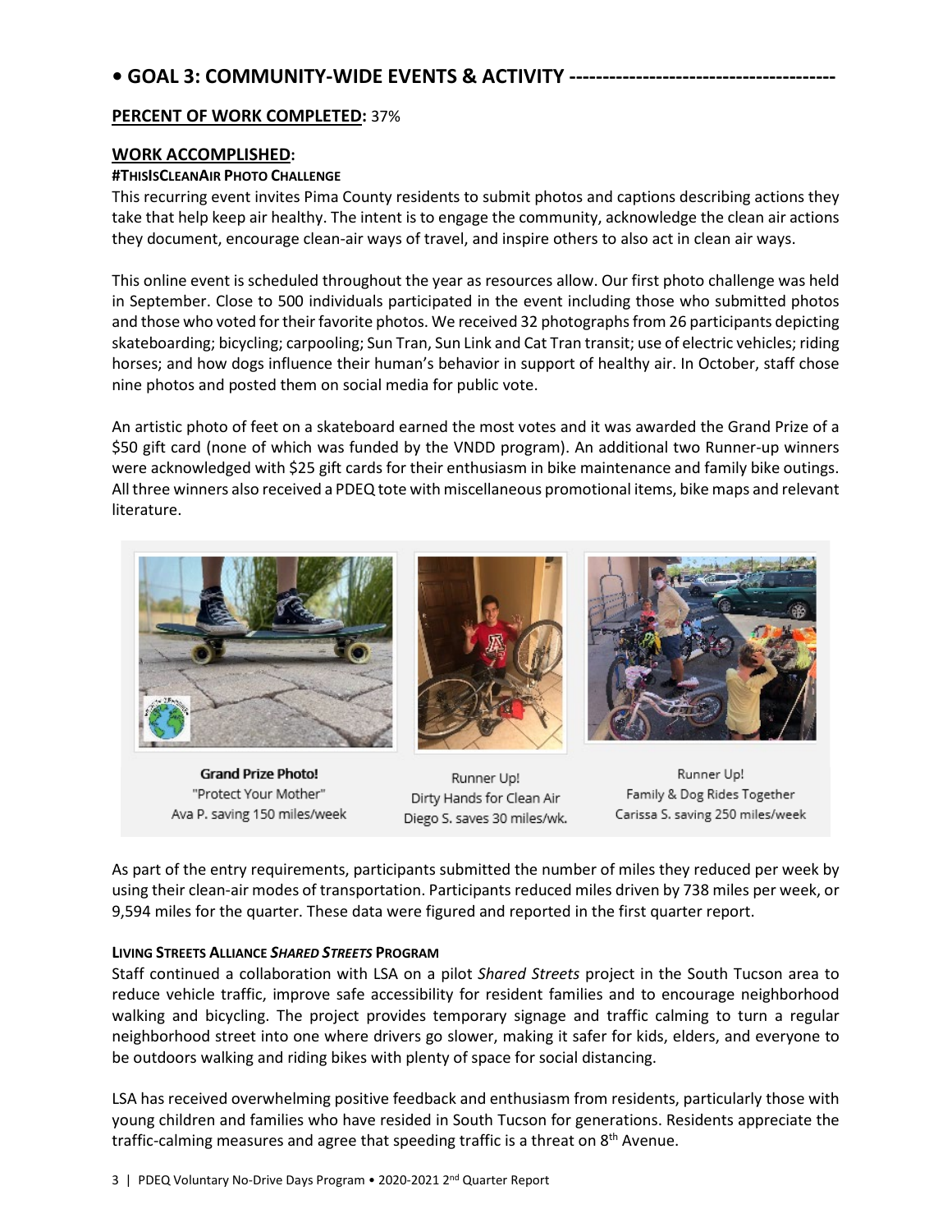## • GOAL 3: COMMUNITY-WIDE EVENTS & ACTIVITY ---------------------------------------

**PERCENT OF WORK COMPLETED:** 37%

**WORK ACCOMPLISHED:**

**#THISISCLEANAIR PHOTO CHALLENGE**

This recurring event invites Pima County residents to submit photos and captions describing actions they take that help keep air healthy. The intent is to engage the community, acknowledge the clean air actions they document, encourage clean-air ways of travel, and inspire others to also act in clean air ways.

This online event is scheduled throughout the year as resources allow. Our first photo challenge was held in September. Close to 500 individuals participated in the event including those who submitted photos and those who voted for their favorite photos. We received 32 photographs from 26 participants depicting skateboarding; bicycling; carpooling; Sun Tran, Sun Link and Cat Tran transit; use of electric vehicles; riding horses; and how dogs influence their human's behavior in support of healthy air. In October, staff chose nine photos and posted them on social media for public vote.

An artistic photo of feet on a skateboard earned the most votes and it was awarded the Grand Prize of a $50 gift card (none of which was funded by the VNDD program). An additional two Runner-up winners were acknowledged with $25 gift cards for their enthusiasm in bike maintenance and family bike outings. All three winners also received a PDEQ tote with miscellaneous promotional items, bike maps and relevant literature.

**Grand Prize Photo!**
"Protect Your Mother"
Ava P. saving 150 miles/week

Runner Up!
Dirty Hands for Clean Air
Diego S. saves 30 miles/wk.

Runner Up!
Family & Dog Rides Together
Carissa S. saving 250 miles/week

As part of the entry requirements, participants submitted the number of miles they reduced per week by using their clean-air modes of transportation. Participants reduced miles driven by 738 miles per week, or 9,594 miles for the quarter. These data were figured and reported in the first quarter report.

**LIVING STREETS ALLIANCE *SHARED STREETS* PROGRAM**

Staff continued a collaboration with LSA on a pilot *Shared Streets* project in the South Tucson area to reduce vehicle traffic, improve safe accessibility for resident families and to encourage neighborhood walking and bicycling. The project provides temporary signage and traffic calming to turn a regular neighborhood street into one where drivers go slower, making it safer for kids, elders, and everyone to be outdoors walking and riding bikes with plenty of space for social distancing.

LSA has received overwhelming positive feedback and enthusiasm from residents, particularly those with young children and families who have resided in South Tucson for generations. Residents appreciate the traffic-calming measures and agree that speeding traffic is a threat on 8th Avenue.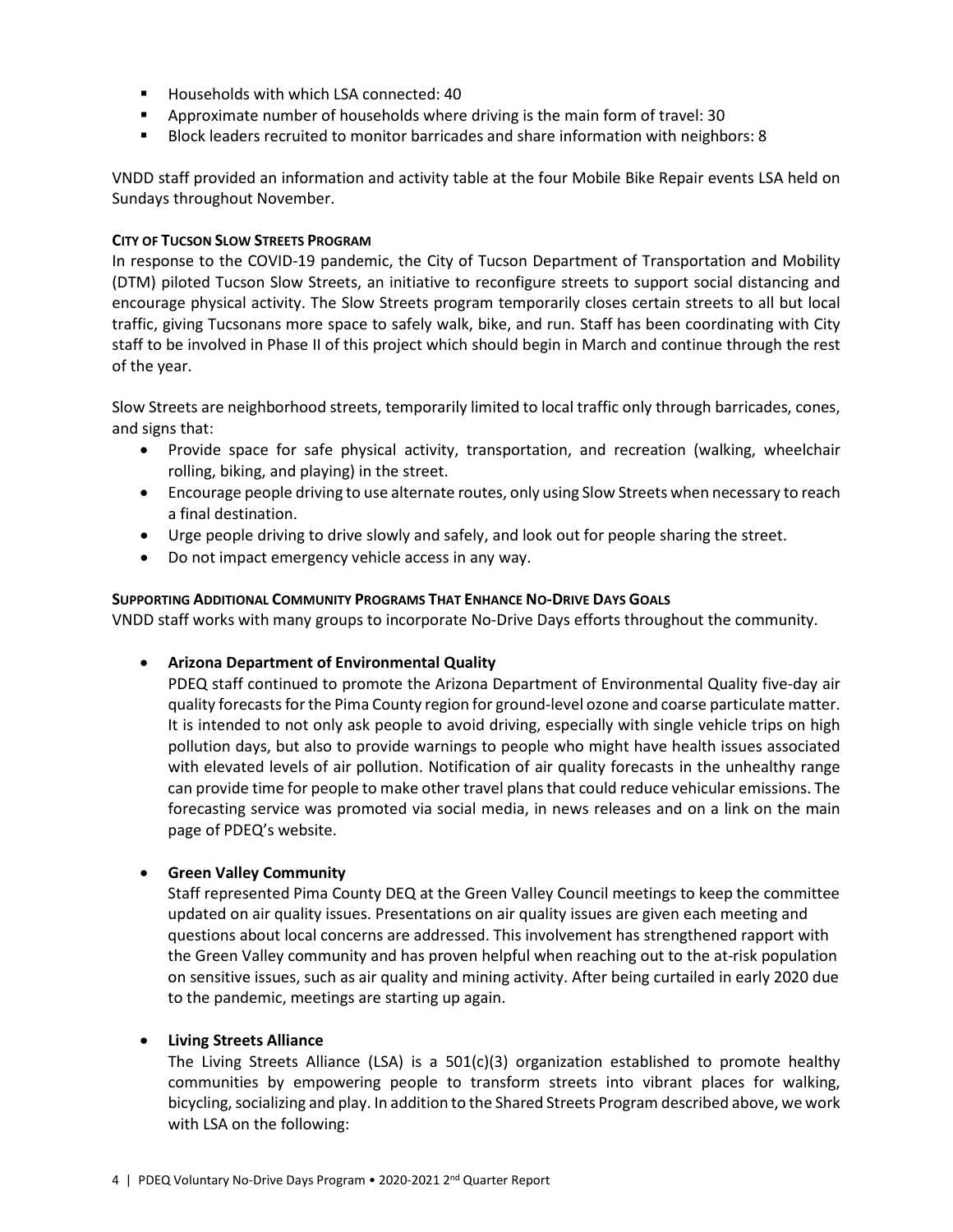- Households with which LSA connected: 40
- Approximate number of households where driving is the main form of travel: 30
- Block leaders recruited to monitor barricades and share information with neighbors: 8

VNDD staff provided an information and activity table at the four Mobile Bike Repair events LSA held on Sundays throughout November.

#### City of Tucson Slow Streets Program

In response to the COVID-19 pandemic, the City of Tucson Department of Transportation and Mobility (DTM) piloted Tucson Slow Streets, an initiative to reconfigure streets to support social distancing and encourage physical activity. The Slow Streets program temporarily closes certain streets to all but local traffic, giving Tucsonans more space to safely walk, bike, and run. Staff has been coordinating with City staff to be involved in Phase II of this project which should begin in March and continue through the rest of the year.

Slow Streets are neighborhood streets, temporarily limited to local traffic only through barricades, cones, and signs that:

- Provide space for safe physical activity, transportation, and recreation (walking, wheelchair rolling, biking, and playing) in the street.
- Encourage people driving to use alternate routes, only using Slow Streets when necessary to reach a final destination.
- Urge people driving to drive slowly and safely, and look out for people sharing the street.
- Do not impact emergency vehicle access in any way.

#### Supporting Additional Community Programs That Enhance No-Drive Days Goals

VNDD staff works with many groups to incorporate No-Drive Days efforts throughout the community.

- **Arizona Department of Environmental Quality**

  PDEQ staff continued to promote the Arizona Department of Environmental Quality five-day air quality forecasts for the Pima County region for ground-level ozone and coarse particulate matter. It is intended to not only ask people to avoid driving, especially with single vehicle trips on high pollution days, but also to provide warnings to people who might have health issues associated with elevated levels of air pollution. Notification of air quality forecasts in the unhealthy range can provide time for people to make other travel plans that could reduce vehicular emissions. The forecasting service was promoted via social media, in news releases and on a link on the main page of PDEQ's website.

- **Green Valley Community**

  Staff represented Pima County DEQ at the Green Valley Council meetings to keep the committee updated on air quality issues. Presentations on air quality issues are given each meeting and questions about local concerns are addressed. This involvement has strengthened rapport with the Green Valley community and has proven helpful when reaching out to the at-risk population on sensitive issues, such as air quality and mining activity. After being curtailed in early 2020 due to the pandemic, meetings are starting up again.

- **Living Streets Alliance**

  The Living Streets Alliance (LSA) is a 501(c)(3) organization established to promote healthy communities by empowering people to transform streets into vibrant places for walking, bicycling, socializing and play. In addition to the Shared Streets Program described above, we work with LSA on the following: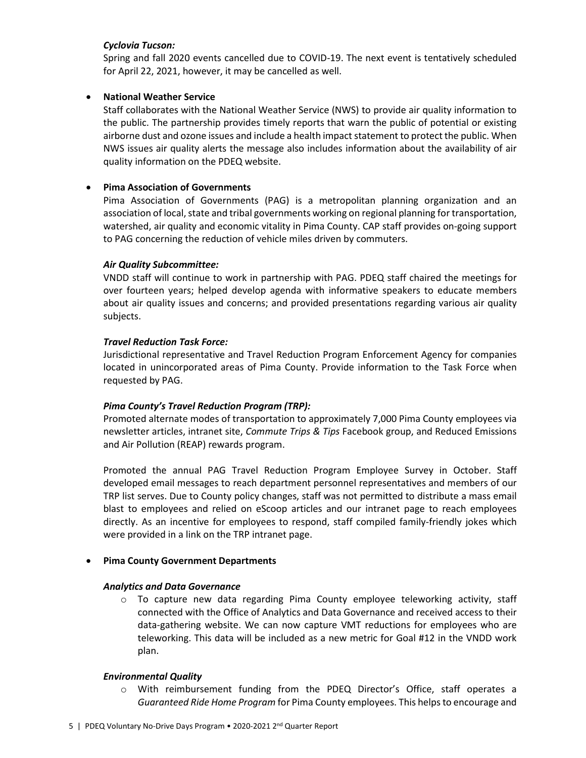*Cyclovia Tucson:*

Spring and fall 2020 events cancelled due to COVID-19. The next event is tentatively scheduled for April 22, 2021, however, it may be cancelled as well.

- **National Weather Service**

  Staff collaborates with the National Weather Service (NWS) to provide air quality information to the public. The partnership provides timely reports that warn the public of potential or existing airborne dust and ozone issues and include a health impact statement to protect the public. When NWS issues air quality alerts the message also includes information about the availability of air quality information on the PDEQ website.

- **Pima Association of Governments**

  Pima Association of Governments (PAG) is a metropolitan planning organization and an association of local, state and tribal governments working on regional planning for transportation, watershed, air quality and economic vitality in Pima County. CAP staff provides on-going support to PAG concerning the reduction of vehicle miles driven by commuters.

  *Air Quality Subcommittee:*

  VNDD staff will continue to work in partnership with PAG. PDEQ staff chaired the meetings for over fourteen years; helped develop agenda with informative speakers to educate members about air quality issues and concerns; and provided presentations regarding various air quality subjects.

  *Travel Reduction Task Force:*

  Jurisdictional representative and Travel Reduction Program Enforcement Agency for companies located in unincorporated areas of Pima County. Provide information to the Task Force when requested by PAG.

  *Pima County's Travel Reduction Program (TRP):*

  Promoted alternate modes of transportation to approximately 7,000 Pima County employees via newsletter articles, intranet site, *Commute Trips & Tips* Facebook group, and Reduced Emissions and Air Pollution (REAP) rewards program.

  Promoted the annual PAG Travel Reduction Program Employee Survey in October. Staff developed email messages to reach department personnel representatives and members of our TRP list serves. Due to County policy changes, staff was not permitted to distribute a mass email blast to employees and relied on eScoop articles and our intranet page to reach employees directly. As an incentive for employees to respond, staff compiled family-friendly jokes which were provided in a link on the TRP intranet page.

- **Pima County Government Departments**

  *Analytics and Data Governance*

  - To capture new data regarding Pima County employee teleworking activity, staff connected with the Office of Analytics and Data Governance and received access to their data-gathering website. We can now capture VMT reductions for employees who are teleworking. This data will be included as a new metric for Goal #12 in the VNDD work plan.

  *Environmental Quality*

  - With reimbursement funding from the PDEQ Director's Office, staff operates a *Guaranteed Ride Home Program* for Pima County employees. This helps to encourage and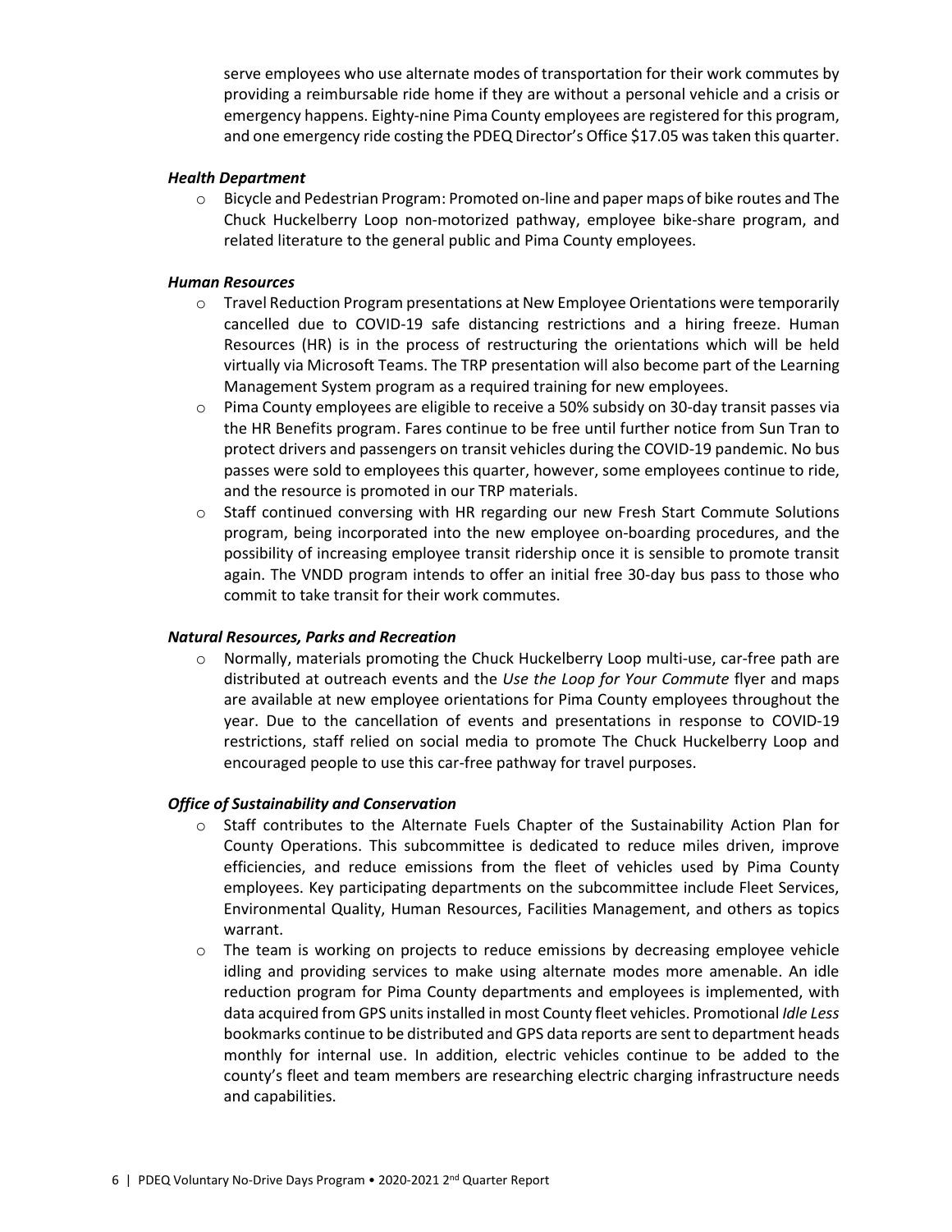serve employees who use alternate modes of transportation for their work commutes by providing a reimbursable ride home if they are without a personal vehicle and a crisis or emergency happens. Eighty-nine Pima County employees are registered for this program, and one emergency ride costing the PDEQ Director's Office $17.05 was taken this quarter.

***Health Department***

- Bicycle and Pedestrian Program: Promoted on-line and paper maps of bike routes and The Chuck Huckelberry Loop non-motorized pathway, employee bike-share program, and related literature to the general public and Pima County employees.

***Human Resources***

- Travel Reduction Program presentations at New Employee Orientations were temporarily cancelled due to COVID-19 safe distancing restrictions and a hiring freeze. Human Resources (HR) is in the process of restructuring the orientations which will be held virtually via Microsoft Teams. The TRP presentation will also become part of the Learning Management System program as a required training for new employees.
- Pima County employees are eligible to receive a 50% subsidy on 30-day transit passes via the HR Benefits program. Fares continue to be free until further notice from Sun Tran to protect drivers and passengers on transit vehicles during the COVID-19 pandemic. No bus passes were sold to employees this quarter, however, some employees continue to ride, and the resource is promoted in our TRP materials.
- Staff continued conversing with HR regarding our new Fresh Start Commute Solutions program, being incorporated into the new employee on-boarding procedures, and the possibility of increasing employee transit ridership once it is sensible to promote transit again. The VNDD program intends to offer an initial free 30-day bus pass to those who commit to take transit for their work commutes.

***Natural Resources, Parks and Recreation***

- Normally, materials promoting the Chuck Huckelberry Loop multi-use, car-free path are distributed at outreach events and the *Use the Loop for Your Commute* flyer and maps are available at new employee orientations for Pima County employees throughout the year. Due to the cancellation of events and presentations in response to COVID-19 restrictions, staff relied on social media to promote The Chuck Huckelberry Loop and encouraged people to use this car-free pathway for travel purposes.

***Office of Sustainability and Conservation***

- Staff contributes to the Alternate Fuels Chapter of the Sustainability Action Plan for County Operations. This subcommittee is dedicated to reduce miles driven, improve efficiencies, and reduce emissions from the fleet of vehicles used by Pima County employees. Key participating departments on the subcommittee include Fleet Services, Environmental Quality, Human Resources, Facilities Management, and others as topics warrant.
- The team is working on projects to reduce emissions by decreasing employee vehicle idling and providing services to make using alternate modes more amenable. An idle reduction program for Pima County departments and employees is implemented, with data acquired from GPS units installed in most County fleet vehicles. Promotional *Idle Less* bookmarks continue to be distributed and GPS data reports are sent to department heads monthly for internal use. In addition, electric vehicles continue to be added to the county's fleet and team members are researching electric charging infrastructure needs and capabilities.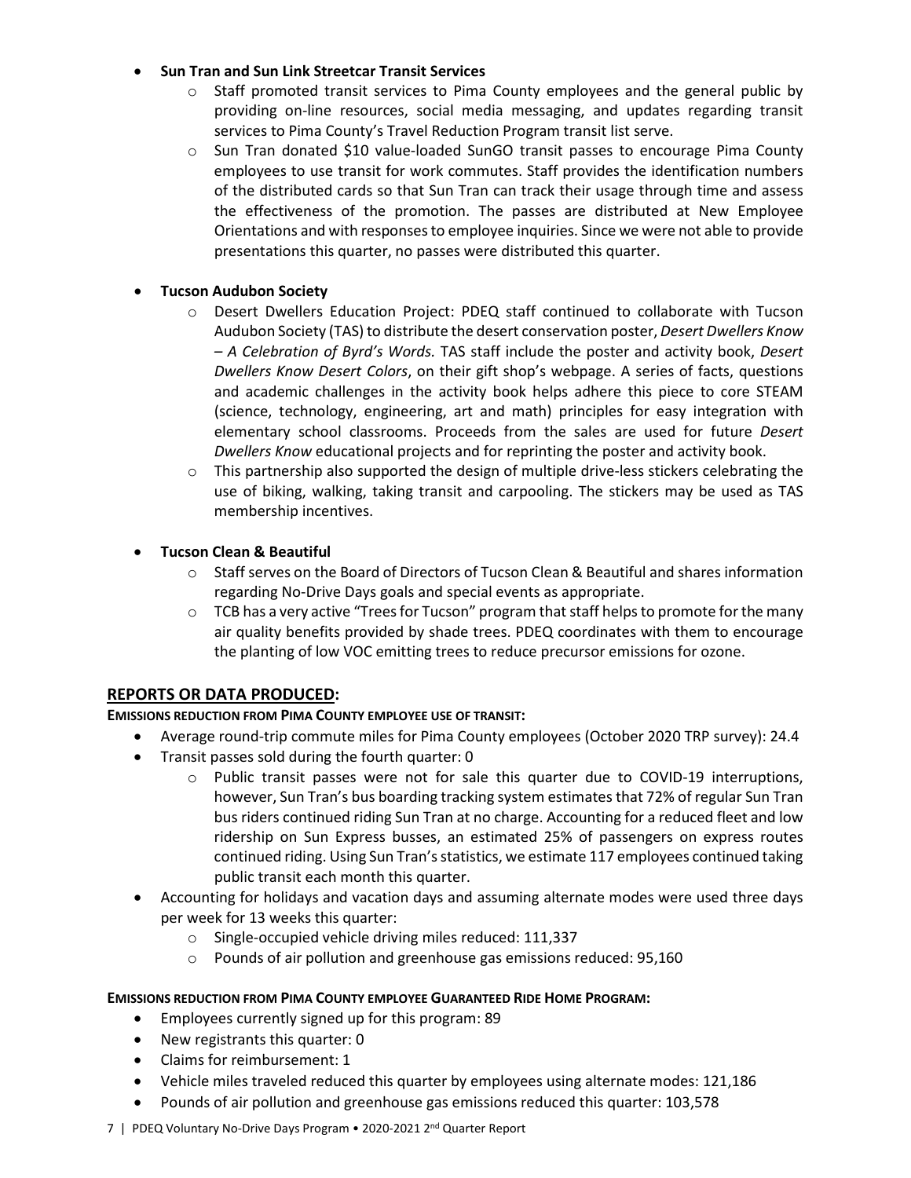- **Sun Tran and Sun Link Streetcar Transit Services**
  - Staff promoted transit services to Pima County employees and the general public by providing on-line resources, social media messaging, and updates regarding transit services to Pima County's Travel Reduction Program transit list serve.
  - Sun Tran donated $10 value-loaded SunGO transit passes to encourage Pima County employees to use transit for work commutes. Staff provides the identification numbers of the distributed cards so that Sun Tran can track their usage through time and assess the effectiveness of the promotion. The passes are distributed at New Employee Orientations and with responses to employee inquiries. Since we were not able to provide presentations this quarter, no passes were distributed this quarter.

- **Tucson Audubon Society**
  - Desert Dwellers Education Project: PDEQ staff continued to collaborate with Tucson Audubon Society (TAS) to distribute the desert conservation poster, *Desert Dwellers Know – A Celebration of Byrd's Words.* TAS staff include the poster and activity book, *Desert Dwellers Know Desert Colors*, on their gift shop's webpage. A series of facts, questions and academic challenges in the activity book helps adhere this piece to core STEAM (science, technology, engineering, art and math) principles for easy integration with elementary school classrooms. Proceeds from the sales are used for future *Desert Dwellers Know* educational projects and for reprinting the poster and activity book.
  - This partnership also supported the design of multiple drive-less stickers celebrating the use of biking, walking, taking transit and carpooling. The stickers may be used as TAS membership incentives.

- **Tucson Clean & Beautiful**
  - Staff serves on the Board of Directors of Tucson Clean & Beautiful and shares information regarding No-Drive Days goals and special events as appropriate.
  - TCB has a very active "Trees for Tucson" program that staff helps to promote for the many air quality benefits provided by shade trees. PDEQ coordinates with them to encourage the planting of low VOC emitting trees to reduce precursor emissions for ozone.

## REPORTS OR DATA PRODUCED:

**EMISSIONS REDUCTION FROM PIMA COUNTY EMPLOYEE USE OF TRANSIT:**

- Average round-trip commute miles for Pima County employees (October 2020 TRP survey): 24.4
- Transit passes sold during the fourth quarter: 0
  - Public transit passes were not for sale this quarter due to COVID-19 interruptions, however, Sun Tran's bus boarding tracking system estimates that 72% of regular Sun Tran bus riders continued riding Sun Tran at no charge. Accounting for a reduced fleet and low ridership on Sun Express busses, an estimated 25% of passengers on express routes continued riding. Using Sun Tran's statistics, we estimate 117 employees continued taking public transit each month this quarter.
- Accounting for holidays and vacation days and assuming alternate modes were used three days per week for 13 weeks this quarter:
  - Single-occupied vehicle driving miles reduced: 111,337
  - Pounds of air pollution and greenhouse gas emissions reduced: 95,160

**EMISSIONS REDUCTION FROM PIMA COUNTY EMPLOYEE GUARANTEED RIDE HOME PROGRAM:**

- Employees currently signed up for this program: 89
- New registrants this quarter: 0
- Claims for reimbursement: 1
- Vehicle miles traveled reduced this quarter by employees using alternate modes: 121,186
- Pounds of air pollution and greenhouse gas emissions reduced this quarter: 103,578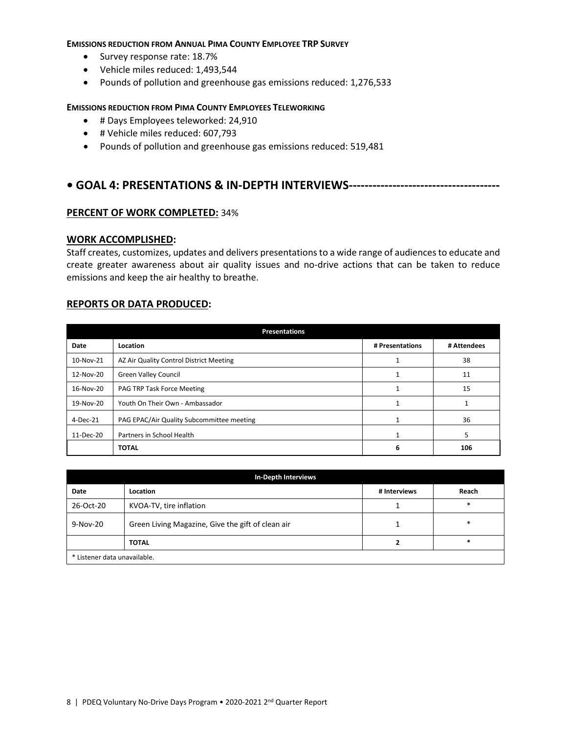**EMISSIONS REDUCTION FROM ANNUAL PIMA COUNTY EMPLOYEE TRP SURVEY**

- Survey response rate: 18.7%
- Vehicle miles reduced: 1,493,544
- Pounds of pollution and greenhouse gas emissions reduced: 1,276,533

**EMISSIONS REDUCTION FROM PIMA COUNTY EMPLOYEES TELEWORKING**

- # Days Employees teleworked: 24,910
- # Vehicle miles reduced: 607,793
- Pounds of pollution and greenhouse gas emissions reduced: 519,481

## • GOAL 4: PRESENTATIONS & IN-DEPTH INTERVIEWS-------------------------------------

**PERCENT OF WORK COMPLETED:** 34%

### WORK ACCOMPLISHED:

Staff creates, customizes, updates and delivers presentations to a wide range of audiences to educate and create greater awareness about air quality issues and no-drive actions that can be taken to reduce emissions and keep the air healthy to breathe.

### REPORTS OR DATA PRODUCED:

| Presentations | | | |
|---|---|---|---|
| **Date** | **Location** | **# Presentations** | **# Attendees** |
| 10-Nov-21 | AZ Air Quality Control District Meeting | 1 | 38 |
| 12-Nov-20 | Green Valley Council | 1 | 11 |
| 16-Nov-20 | PAG TRP Task Force Meeting | 1 | 15 |
| 19-Nov-20 | Youth On Their Own - Ambassador | 1 | 1 |
| 4-Dec-21 | PAG EPAC/Air Quality Subcommittee meeting | 1 | 36 |
| 11-Dec-20 | Partners in School Health | 1 | 5 |
| | **TOTAL** | **6** | **106** |

| In-Depth Interviews | | | |
|---|---|---|---|
| **Date** | **Location** | **# Interviews** | **Reach** |
| 26-Oct-20 | KVOA-TV, tire inflation | 1 | * |
| 9-Nov-20 | Green Living Magazine, Give the gift of clean air | 1 | * |
| | **TOTAL** | **2** | * |
| * Listener data unavailable. | | | |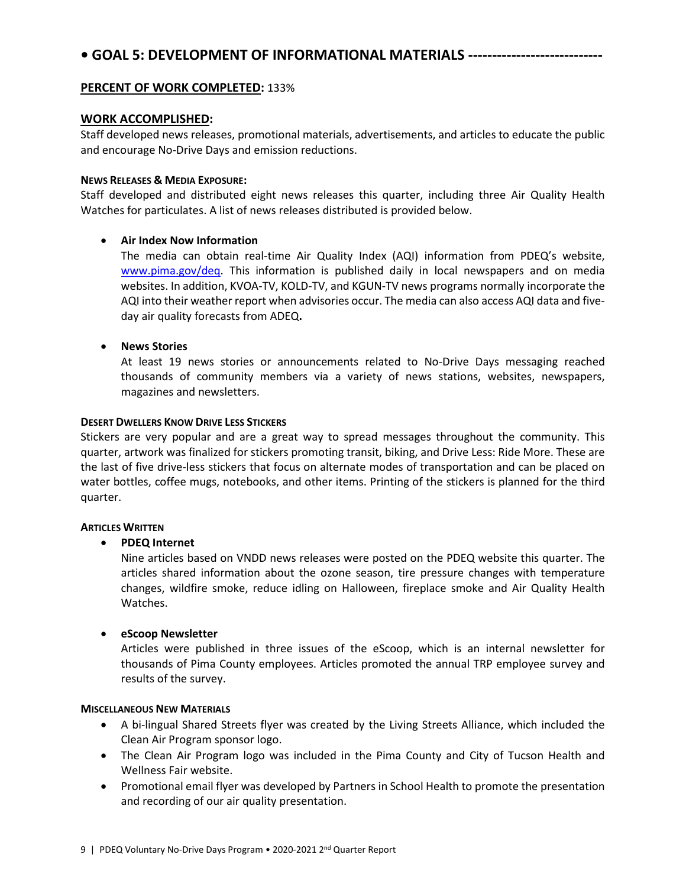# • GOAL 5: DEVELOPMENT OF INFORMATIONAL MATERIALS ---------------------------

**PERCENT OF WORK COMPLETED:** 133%

**WORK ACCOMPLISHED:**

Staff developed news releases, promotional materials, advertisements, and articles to educate the public and encourage No-Drive Days and emission reductions.

**NEWS RELEASES & MEDIA EXPOSURE:**

Staff developed and distributed eight news releases this quarter, including three Air Quality Health Watches for particulates. A list of news releases distributed is provided below.

- **Air Index Now Information**

  The media can obtain real-time Air Quality Index (AQI) information from PDEQ's website, www.pima.gov/deq. This information is published daily in local newspapers and on media websites. In addition, KVOA-TV, KOLD-TV, and KGUN-TV news programs normally incorporate the AQI into their weather report when advisories occur. The media can also access AQI data and five-day air quality forecasts from ADEQ**.**

- **News Stories**

  At least 19 news stories or announcements related to No-Drive Days messaging reached thousands of community members via a variety of news stations, websites, newspapers, magazines and newsletters.

**DESERT DWELLERS KNOW DRIVE LESS STICKERS**

Stickers are very popular and are a great way to spread messages throughout the community. This quarter, artwork was finalized for stickers promoting transit, biking, and Drive Less: Ride More. These are the last of five drive-less stickers that focus on alternate modes of transportation and can be placed on water bottles, coffee mugs, notebooks, and other items. Printing of the stickers is planned for the third quarter.

**ARTICLES WRITTEN**

- **PDEQ Internet**

  Nine articles based on VNDD news releases were posted on the PDEQ website this quarter. The articles shared information about the ozone season, tire pressure changes with temperature changes, wildfire smoke, reduce idling on Halloween, fireplace smoke and Air Quality Health Watches.

- **eScoop Newsletter**

  Articles were published in three issues of the eScoop, which is an internal newsletter for thousands of Pima County employees. Articles promoted the annual TRP employee survey and results of the survey.

**MISCELLANEOUS NEW MATERIALS**

- A bi-lingual Shared Streets flyer was created by the Living Streets Alliance, which included the Clean Air Program sponsor logo.
- The Clean Air Program logo was included in the Pima County and City of Tucson Health and Wellness Fair website.
- Promotional email flyer was developed by Partners in School Health to promote the presentation and recording of our air quality presentation.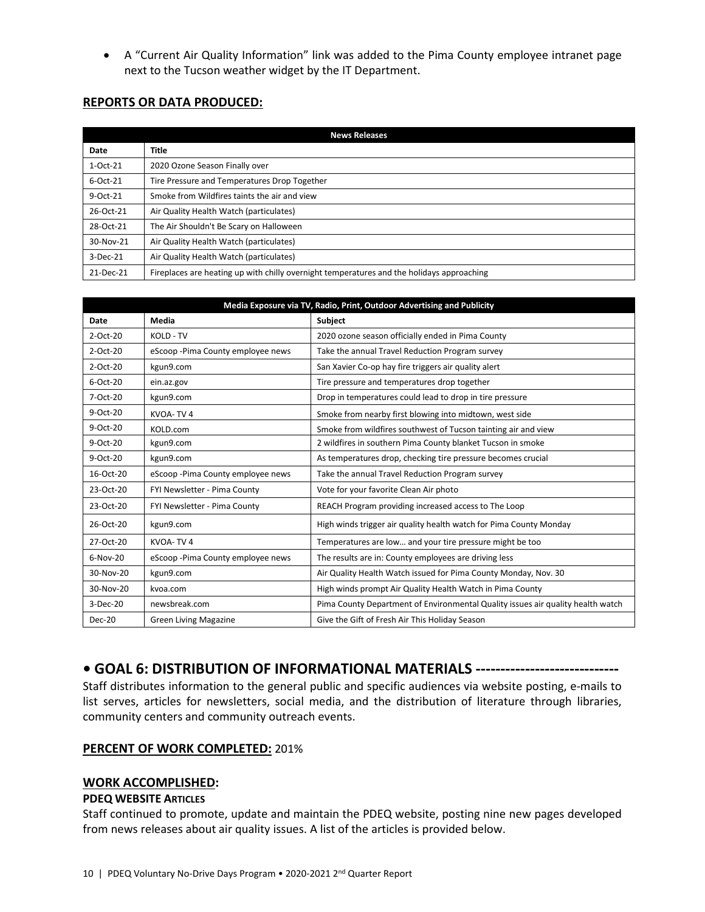- A "Current Air Quality Information" link was added to the Pima County employee intranet page next to the Tucson weather widget by the IT Department.

## REPORTS OR DATA PRODUCED:

| News Releases | |
|---|---|
| **Date** | **Title** |
| 1-Oct-21 | 2020 Ozone Season Finally over |
| 6-Oct-21 | Tire Pressure and Temperatures Drop Together |
| 9-Oct-21 | Smoke from Wildfires taints the air and view |
| 26-Oct-21 | Air Quality Health Watch (particulates) |
| 28-Oct-21 | The Air Shouldn't Be Scary on Halloween |
| 30-Nov-21 | Air Quality Health Watch (particulates) |
| 3-Dec-21 | Air Quality Health Watch (particulates) |
| 21-Dec-21 | Fireplaces are heating up with chilly overnight temperatures and the holidays approaching |

| Media Exposure via TV, Radio, Print, Outdoor Advertising and Publicity | | |
|---|---|---|
| **Date** | **Media** | **Subject** |
| 2-Oct-20 | KOLD - TV | 2020 ozone season officially ended in Pima County |
| 2-Oct-20 | eScoop -Pima County employee news | Take the annual Travel Reduction Program survey |
| 2-Oct-20 | kgun9.com | San Xavier Co-op hay fire triggers air quality alert |
| 6-Oct-20 | ein.az.gov | Tire pressure and temperatures drop together |
| 7-Oct-20 | kgun9.com | Drop in temperatures could lead to drop in tire pressure |
| 9-Oct-20 | KVOA- TV 4 | Smoke from nearby first blowing into midtown, west side |
| 9-Oct-20 | KOLD.com | Smoke from wildfires southwest of Tucson tainting air and view |
| 9-Oct-20 | kgun9.com | 2 wildfires in southern Pima County blanket Tucson in smoke |
| 9-Oct-20 | kgun9.com | As temperatures drop, checking tire pressure becomes crucial |
| 16-Oct-20 | eScoop -Pima County employee news | Take the annual Travel Reduction Program survey |
| 23-Oct-20 | FYI Newsletter - Pima County | Vote for your favorite Clean Air photo |
| 23-Oct-20 | FYI Newsletter - Pima County | REACH Program providing increased access to The Loop |
| 26-Oct-20 | kgun9.com | High winds trigger air quality health watch for Pima County Monday |
| 27-Oct-20 | KVOA- TV 4 | Temperatures are low… and your tire pressure might be too |
| 6-Nov-20 | eScoop -Pima County employee news | The results are in: County employees are driving less |
| 30-Nov-20 | kgun9.com | Air Quality Health Watch issued for Pima County Monday, Nov. 30 |
| 30-Nov-20 | kvoa.com | High winds prompt Air Quality Health Watch in Pima County |
| 3-Dec-20 | newsbreak.com | Pima County Department of Environmental Quality issues air quality health watch |
| Dec-20 | Green Living Magazine | Give the Gift of Fresh Air This Holiday Season |

# • GOAL 6: DISTRIBUTION OF INFORMATIONAL MATERIALS ----------------------------

Staff distributes information to the general public and specific audiences via website posting, e-mails to list serves, articles for newsletters, social media, and the distribution of literature through libraries, community centers and community outreach events.

## PERCENT OF WORK COMPLETED: 201%

## WORK ACCOMPLISHED:

### PDEQ WEBSITE ARTICLES

Staff continued to promote, update and maintain the PDEQ website, posting nine new pages developed from news releases about air quality issues. A list of the articles is provided below.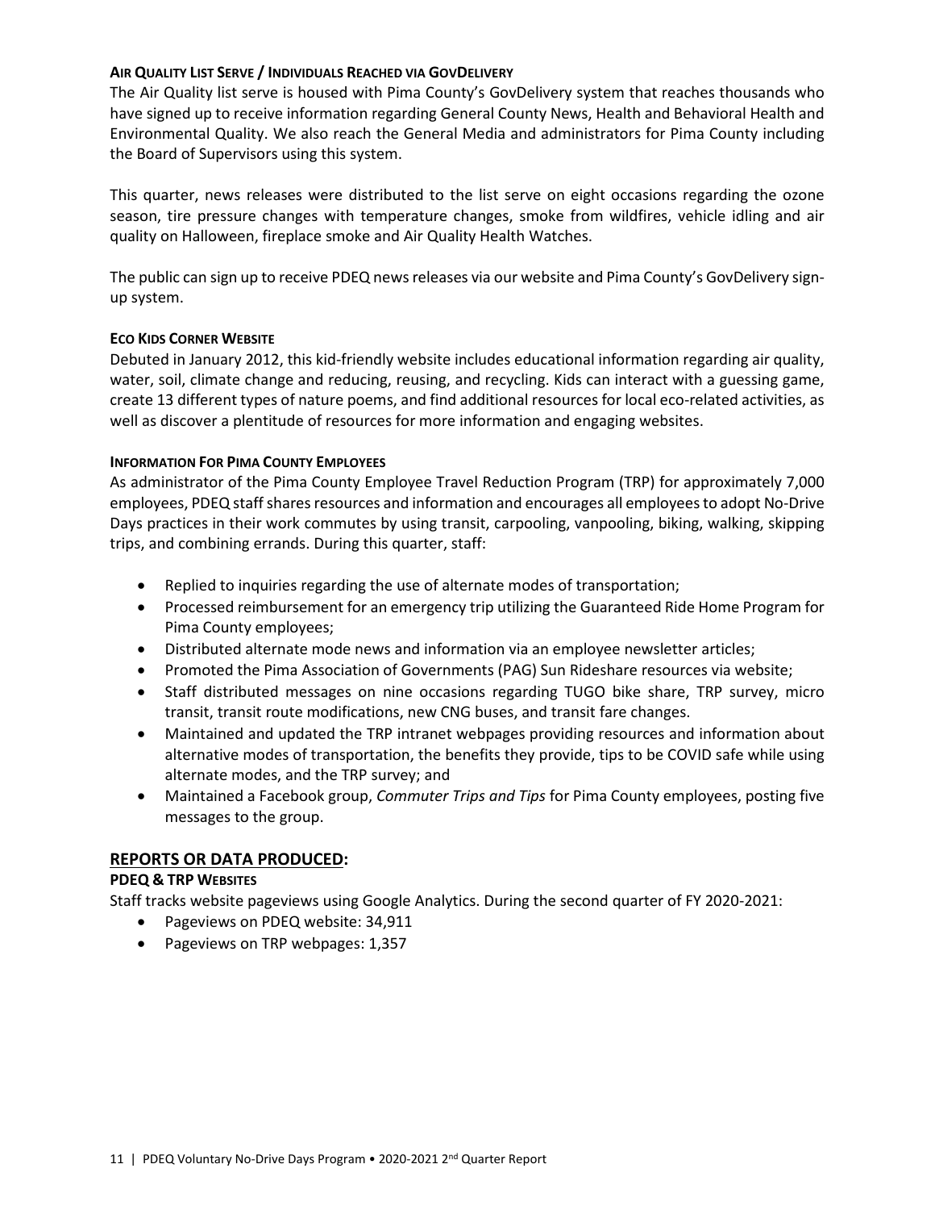#### AIR QUALITY LIST SERVE / INDIVIDUALS REACHED VIA GOVDELIVERY

The Air Quality list serve is housed with Pima County's GovDelivery system that reaches thousands who have signed up to receive information regarding General County News, Health and Behavioral Health and Environmental Quality. We also reach the General Media and administrators for Pima County including the Board of Supervisors using this system.

This quarter, news releases were distributed to the list serve on eight occasions regarding the ozone season, tire pressure changes with temperature changes, smoke from wildfires, vehicle idling and air quality on Halloween, fireplace smoke and Air Quality Health Watches.

The public can sign up to receive PDEQ news releases via our website and Pima County's GovDelivery sign-up system.

#### ECO KIDS CORNER WEBSITE

Debuted in January 2012, this kid-friendly website includes educational information regarding air quality, water, soil, climate change and reducing, reusing, and recycling. Kids can interact with a guessing game, create 13 different types of nature poems, and find additional resources for local eco-related activities, as well as discover a plentitude of resources for more information and engaging websites.

#### INFORMATION FOR PIMA COUNTY EMPLOYEES

As administrator of the Pima County Employee Travel Reduction Program (TRP) for approximately 7,000 employees, PDEQ staff shares resources and information and encourages all employees to adopt No-Drive Days practices in their work commutes by using transit, carpooling, vanpooling, biking, walking, skipping trips, and combining errands. During this quarter, staff:

- Replied to inquiries regarding the use of alternate modes of transportation;
- Processed reimbursement for an emergency trip utilizing the Guaranteed Ride Home Program for Pima County employees;
- Distributed alternate mode news and information via an employee newsletter articles;
- Promoted the Pima Association of Governments (PAG) Sun Rideshare resources via website;
- Staff distributed messages on nine occasions regarding TUGO bike share, TRP survey, micro transit, transit route modifications, new CNG buses, and transit fare changes.
- Maintained and updated the TRP intranet webpages providing resources and information about alternative modes of transportation, the benefits they provide, tips to be COVID safe while using alternate modes, and the TRP survey; and
- Maintained a Facebook group, *Commuter Trips and Tips* for Pima County employees, posting five messages to the group.

## REPORTS OR DATA PRODUCED:

#### PDEQ & TRP WEBSITES

Staff tracks website pageviews using Google Analytics. During the second quarter of FY 2020-2021:

- Pageviews on PDEQ website: 34,911
- Pageviews on TRP webpages: 1,357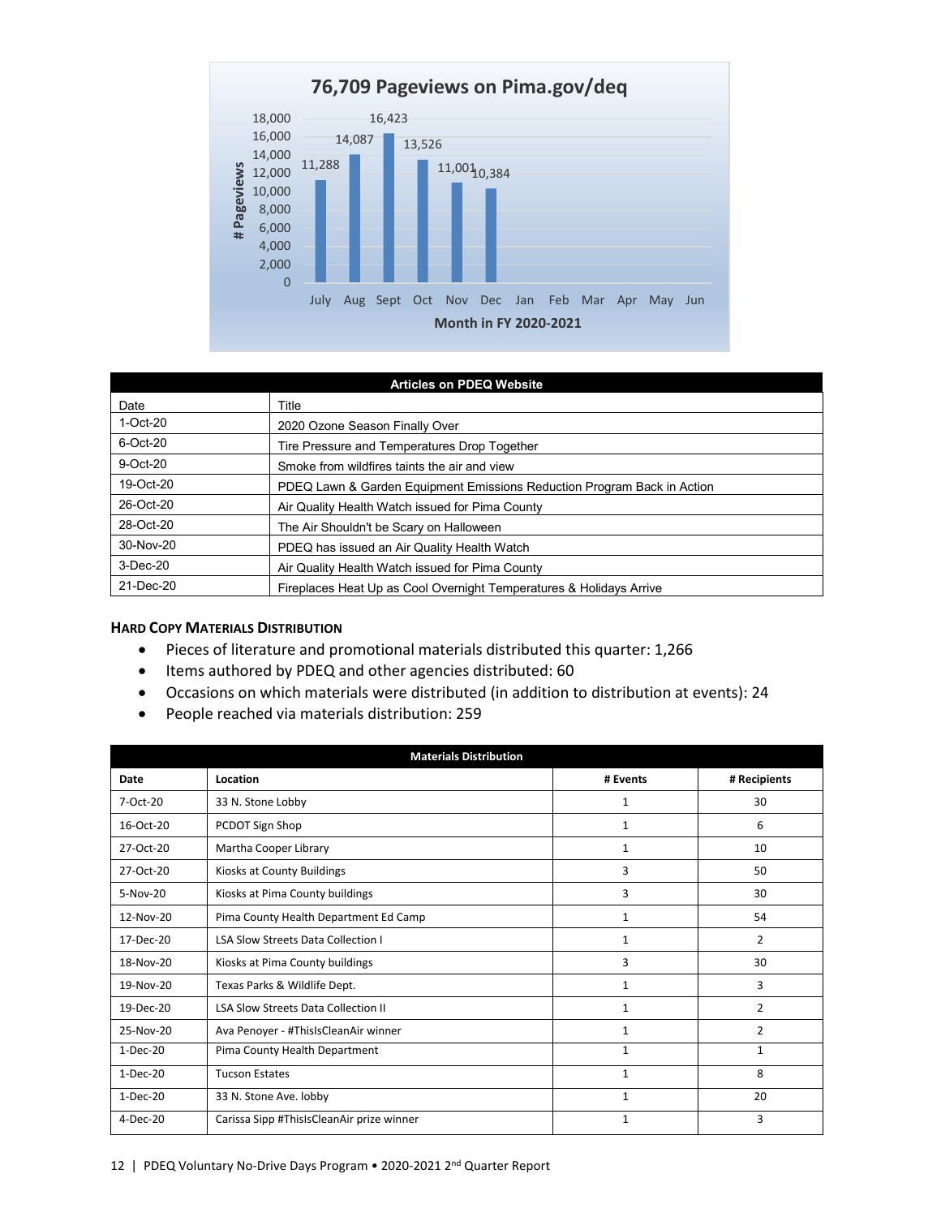76,709 Pageviews on Pima.gov/deq

| Month in FY 2020-2021 | # Pageviews |
|---|---|
| July | 11,288 |
| Aug | 14,087 |
| Sept | 16,423 |
| Oct | 13,526 |
| Nov | 11,001 |
| Dec | 10,384 |
| Jan | |
| Feb | |
| Mar | |
| Apr | |
| May | |
| Jun | |

| Articles on PDEQ Website | |
|---|---|
| Date | Title |
| 1-Oct-20 | 2020 Ozone Season Finally Over |
| 6-Oct-20 | Tire Pressure and Temperatures Drop Together |
| 9-Oct-20 | Smoke from wildfires taints the air and view |
| 19-Oct-20 | PDEQ Lawn & Garden Equipment Emissions Reduction Program Back in Action |
| 26-Oct-20 | Air Quality Health Watch issued for Pima County |
| 28-Oct-20 | The Air Shouldn't be Scary on Halloween |
| 30-Nov-20 | PDEQ has issued an Air Quality Health Watch |
| 3-Dec-20 | Air Quality Health Watch issued for Pima County |
| 21-Dec-20 | Fireplaces Heat Up as Cool Overnight Temperatures & Holidays Arrive |

### Hard Copy Materials Distribution

- Pieces of literature and promotional materials distributed this quarter: 1,266
- Items authored by PDEQ and other agencies distributed: 60
- Occasions on which materials were distributed (in addition to distribution at events): 24
- People reached via materials distribution: 259

| Materials Distribution | | | |
|---|---|---|---|
| **Date** | **Location** | **# Events** | **# Recipients** |
| 7-Oct-20 | 33 N. Stone Lobby | 1 | 30 |
| 16-Oct-20 | PCDOT Sign Shop | 1 | 6 |
| 27-Oct-20 | Martha Cooper Library | 1 | 10 |
| 27-Oct-20 | Kiosks at County Buildings | 3 | 50 |
| 5-Nov-20 | Kiosks at Pima County buildings | 3 | 30 |
| 12-Nov-20 | Pima County Health Department Ed Camp | 1 | 54 |
| 17-Dec-20 | LSA Slow Streets Data Collection I | 1 | 2 |
| 18-Nov-20 | Kiosks at Pima County buildings | 3 | 30 |
| 19-Nov-20 | Texas Parks & Wildlife Dept. | 1 | 3 |
| 19-Dec-20 | LSA Slow Streets Data Collection II | 1 | 2 |
| 25-Nov-20 | Ava Penoyer - #ThisIsCleanAir winner | 1 | 2 |
| 1-Dec-20 | Pima County Health Department | 1 | 1 |
| 1-Dec-20 | Tucson Estates | 1 | 8 |
| 1-Dec-20 | 33 N. Stone Ave. lobby | 1 | 20 |
| 4-Dec-20 | Carissa Sipp #ThisIsCleanAir prize winner | 1 | 3 |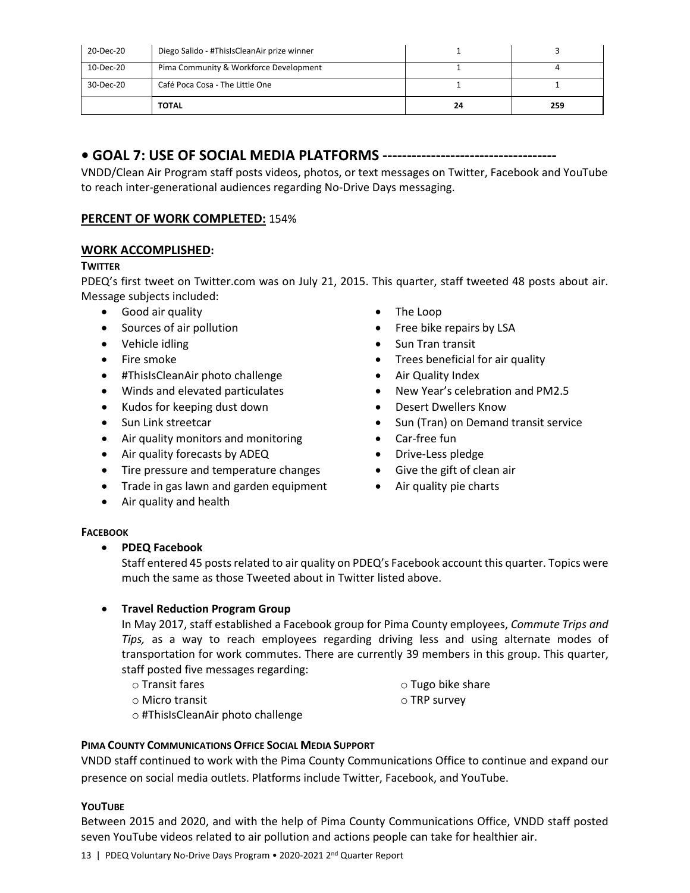| | | | |
|---|---|---|---|
| 20-Dec-20 | Diego Salido - #ThisIsCleanAir prize winner | 1 | 3 |
| 10-Dec-20 | Pima Community & Workforce Development | 1 | 4 |
| 30-Dec-20 | Café Poca Cosa - The Little One | 1 | 1 |
| | **TOTAL** | **24** | **259** |

## • GOAL 7: USE OF SOCIAL MEDIA PLATFORMS -----------------------------------

VNDD/Clean Air Program staff posts videos, photos, or text messages on Twitter, Facebook and YouTube to reach inter-generational audiences regarding No-Drive Days messaging.

### PERCENT OF WORK COMPLETED: 154%

### WORK ACCOMPLISHED:

**TWITTER**

PDEQ's first tweet on Twitter.com was on July 21, 2015. This quarter, staff tweeted 48 posts about air. Message subjects included:

- Good air quality
- Sources of air pollution
- Vehicle idling
- Fire smoke
- #ThisIsCleanAir photo challenge
- Winds and elevated particulates
- Kudos for keeping dust down
- Sun Link streetcar
- Air quality monitors and monitoring
- Air quality forecasts by ADEQ
- Tire pressure and temperature changes
- Trade in gas lawn and garden equipment
- Air quality and health
- The Loop
- Free bike repairs by LSA
- Sun Tran transit
- Trees beneficial for air quality
- Air Quality Index
- New Year's celebration and PM2.5
- Desert Dwellers Know
- Sun (Tran) on Demand transit service
- Car-free fun
- Drive-Less pledge
- Give the gift of clean air
- Air quality pie charts

**FACEBOOK**

- **PDEQ Facebook**

  Staff entered 45 posts related to air quality on PDEQ's Facebook account this quarter. Topics were much the same as those Tweeted about in Twitter listed above.

- **Travel Reduction Program Group**

  In May 2017, staff established a Facebook group for Pima County employees, *Commute Trips and Tips,* as a way to reach employees regarding driving less and using alternate modes of transportation for work commutes. There are currently 39 members in this group. This quarter, staff posted five messages regarding:

  - Transit fares
  - Micro transit
  - #ThisIsCleanAir photo challenge
  - Tugo bike share
  - TRP survey

**PIMA COUNTY COMMUNICATIONS OFFICE SOCIAL MEDIA SUPPORT**

VNDD staff continued to work with the Pima County Communications Office to continue and expand our presence on social media outlets. Platforms include Twitter, Facebook, and YouTube.

**YOUTUBE**

Between 2015 and 2020, and with the help of Pima County Communications Office, VNDD staff posted seven YouTube videos related to air pollution and actions people can take for healthier air.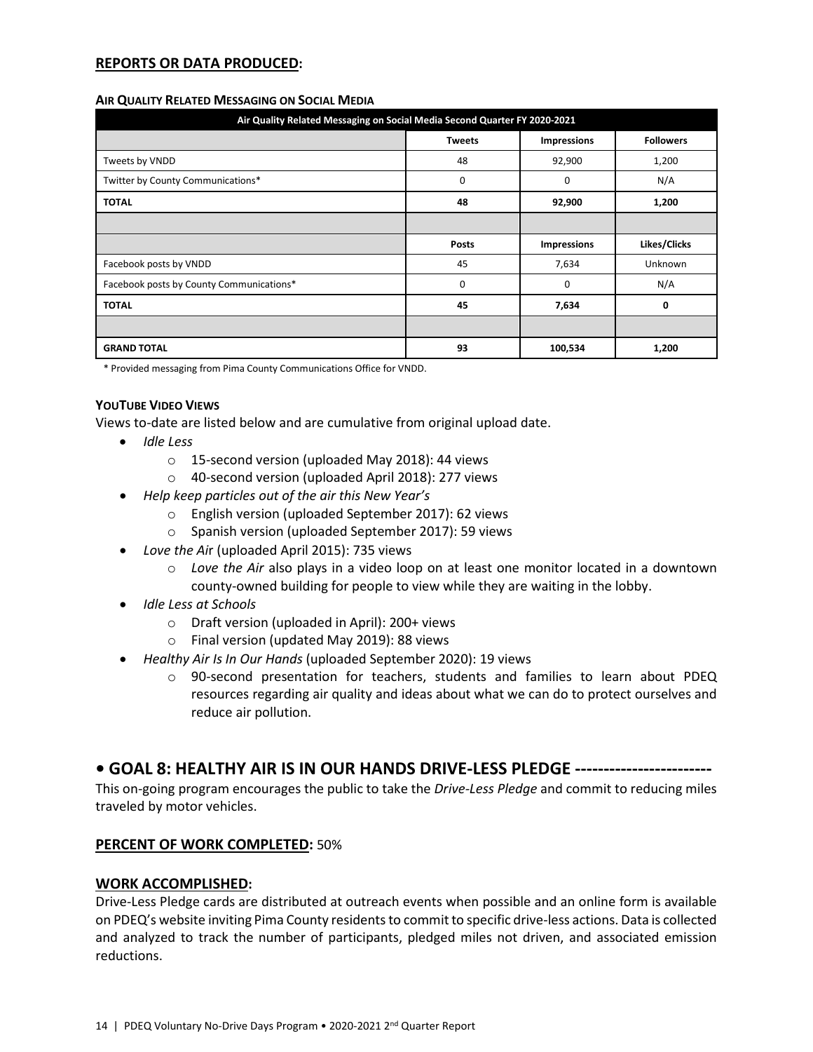## **REPORTS OR DATA PRODUCED:**

**AIR QUALITY RELATED MESSAGING ON SOCIAL MEDIA**

| Air Quality Related Messaging on Social Media Second Quarter FY 2020-2021 | | | |
|---|---|---|---|
| | **Tweets** | **Impressions** | **Followers** |
| Tweets by VNDD | 48 | 92,900 | 1,200 |
| Twitter by County Communications* | 0 | 0 | N/A |
| **TOTAL** | **48** | **92,900** | **1,200** |
| | | | |
| | **Posts** | **Impressions** | **Likes/Clicks** |
| Facebook posts by VNDD | 45 | 7,634 | Unknown |
| Facebook posts by County Communications* | 0 | 0 | N/A |
| **TOTAL** | **45** | **7,634** | **0** |
| | | | |
| **GRAND TOTAL** | **93** | **100,534** | **1,200** |

\* Provided messaging from Pima County Communications Office for VNDD.

**YOUTUBE VIDEO VIEWS**

Views to-date are listed below and are cumulative from original upload date.

- *Idle Less*
  - 15-second version (uploaded May 2018): 44 views
  - 40-second version (uploaded April 2018): 277 views
- *Help keep particles out of the air this New Year's*
  - English version (uploaded September 2017): 62 views
  - Spanish version (uploaded September 2017): 59 views
- *Love the Air* (uploaded April 2015): 735 views
  - *Love the Air* also plays in a video loop on at least one monitor located in a downtown county-owned building for people to view while they are waiting in the lobby.
- *Idle Less at Schools*
  - Draft version (uploaded in April): 200+ views
  - Final version (updated May 2019): 88 views
- *Healthy Air Is In Our Hands* (uploaded September 2020): 19 views
  - 90-second presentation for teachers, students and families to learn about PDEQ resources regarding air quality and ideas about what we can do to protect ourselves and reduce air pollution.

# • GOAL 8: HEALTHY AIR IS IN OUR HANDS DRIVE-LESS PLEDGE ------------------------

This on-going program encourages the public to take the *Drive-Less Pledge* and commit to reducing miles traveled by motor vehicles.

## **PERCENT OF WORK COMPLETED:** 50%

## **WORK ACCOMPLISHED:**

Drive-Less Pledge cards are distributed at outreach events when possible and an online form is available on PDEQ's website inviting Pima County residents to commit to specific drive-less actions. Data is collected and analyzed to track the number of participants, pledged miles not driven, and associated emission reductions.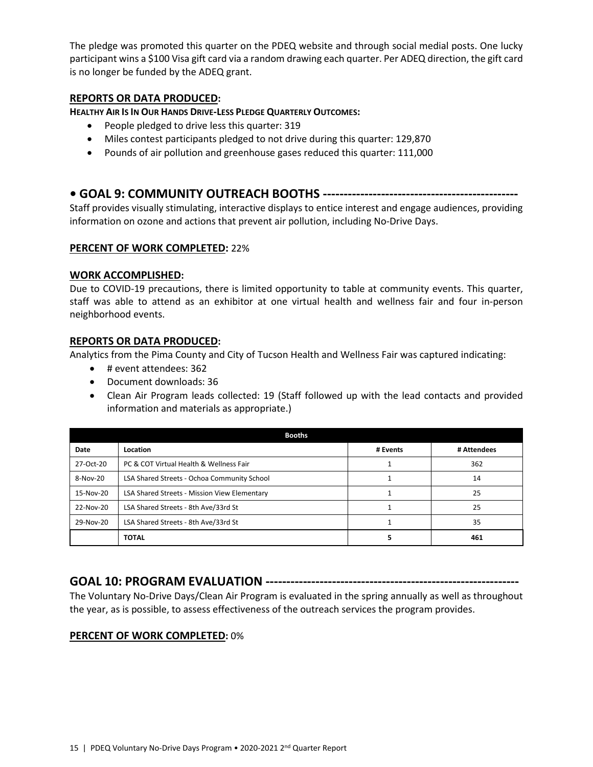The pledge was promoted this quarter on the PDEQ website and through social medial posts. One lucky participant wins a $100 Visa gift card via a random drawing each quarter. Per ADEQ direction, the gift card is no longer be funded by the ADEQ grant.

**REPORTS OR DATA PRODUCED:**

**HEALTHY AIR IS IN OUR HANDS DRIVE-LESS PLEDGE QUARTERLY OUTCOMES:**

- People pledged to drive less this quarter: 319
- Miles contest participants pledged to not drive during this quarter: 129,870
- Pounds of air pollution and greenhouse gases reduced this quarter: 111,000

## • GOAL 9: COMMUNITY OUTREACH BOOTHS ---------------------------------------------

Staff provides visually stimulating, interactive displays to entice interest and engage audiences, providing information on ozone and actions that prevent air pollution, including No-Drive Days.

**PERCENT OF WORK COMPLETED:** 22%

**WORK ACCOMPLISHED:**

Due to COVID-19 precautions, there is limited opportunity to table at community events. This quarter, staff was able to attend as an exhibitor at one virtual health and wellness fair and four in-person neighborhood events.

**REPORTS OR DATA PRODUCED:**

Analytics from the Pima County and City of Tucson Health and Wellness Fair was captured indicating:

- # event attendees: 362
- Document downloads: 36
- Clean Air Program leads collected: 19 (Staff followed up with the lead contacts and provided information and materials as appropriate.)

| Booths | | | |
|---|---|---|---|
| **Date** | **Location** | **# Events** | **# Attendees** |
| 27-Oct-20 | PC & COT Virtual Health & Wellness Fair | 1 | 362 |
| 8-Nov-20 | LSA Shared Streets - Ochoa Community School | 1 | 14 |
| 15-Nov-20 | LSA Shared Streets - Mission View Elementary | 1 | 25 |
| 22-Nov-20 | LSA Shared Streets - 8th Ave/33rd St | 1 | 25 |
| 29-Nov-20 | LSA Shared Streets - 8th Ave/33rd St | 1 | 35 |
| | **TOTAL** | **5** | **461** |

## GOAL 10: PROGRAM EVALUATION -----------------------------------------------------------

The Voluntary No-Drive Days/Clean Air Program is evaluated in the spring annually as well as throughout the year, as is possible, to assess effectiveness of the outreach services the program provides.

**PERCENT OF WORK COMPLETED:** 0%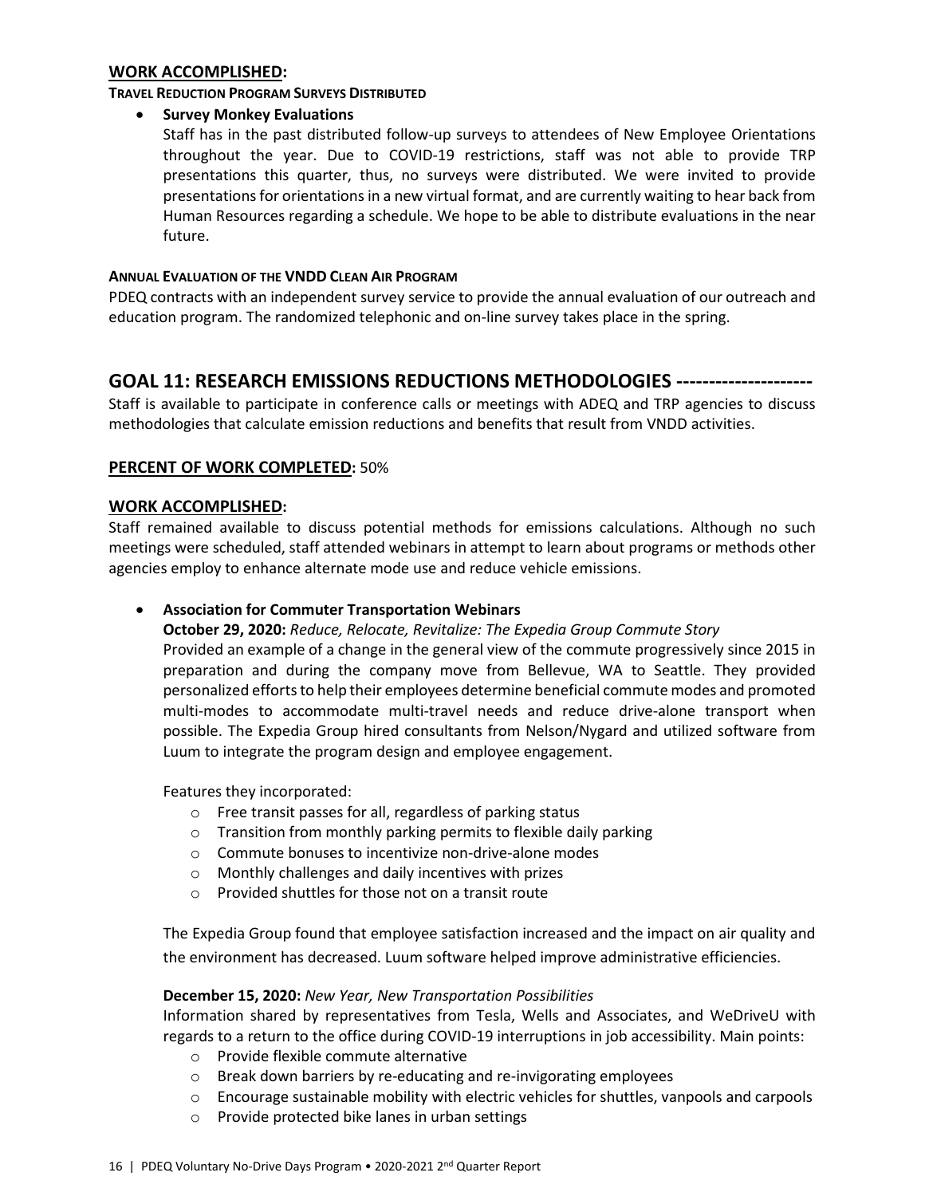## WORK ACCOMPLISHED:

**TRAVEL REDUCTION PROGRAM SURVEYS DISTRIBUTED**

- **Survey Monkey Evaluations**

  Staff has in the past distributed follow-up surveys to attendees of New Employee Orientations throughout the year. Due to COVID-19 restrictions, staff was not able to provide TRP presentations this quarter, thus, no surveys were distributed. We were invited to provide presentations for orientations in a new virtual format, and are currently waiting to hear back from Human Resources regarding a schedule. We hope to be able to distribute evaluations in the near future.

**ANNUAL EVALUATION OF THE VNDD CLEAN AIR PROGRAM**

PDEQ contracts with an independent survey service to provide the annual evaluation of our outreach and education program. The randomized telephonic and on-line survey takes place in the spring.

# GOAL 11: RESEARCH EMISSIONS REDUCTIONS METHODOLOGIES --------------------

Staff is available to participate in conference calls or meetings with ADEQ and TRP agencies to discuss methodologies that calculate emission reductions and benefits that result from VNDD activities.

## PERCENT OF WORK COMPLETED: 50%

## WORK ACCOMPLISHED:

Staff remained available to discuss potential methods for emissions calculations. Although no such meetings were scheduled, staff attended webinars in attempt to learn about programs or methods other agencies employ to enhance alternate mode use and reduce vehicle emissions.

- **Association for Commuter Transportation Webinars**

  **October 29, 2020:** *Reduce, Relocate, Revitalize: The Expedia Group Commute Story*

  Provided an example of a change in the general view of the commute progressively since 2015 in preparation and during the company move from Bellevue, WA to Seattle. They provided personalized efforts to help their employees determine beneficial commute modes and promoted multi-modes to accommodate multi-travel needs and reduce drive-alone transport when possible. The Expedia Group hired consultants from Nelson/Nygard and utilized software from Luum to integrate the program design and employee engagement.

  Features they incorporated:

  - Free transit passes for all, regardless of parking status
  - Transition from monthly parking permits to flexible daily parking
  - Commute bonuses to incentivize non-drive-alone modes
  - Monthly challenges and daily incentives with prizes
  - Provided shuttles for those not on a transit route

  The Expedia Group found that employee satisfaction increased and the impact on air quality and the environment has decreased. Luum software helped improve administrative efficiencies.

  **December 15, 2020:** *New Year, New Transportation Possibilities*

  Information shared by representatives from Tesla, Wells and Associates, and WeDriveU with regards to a return to the office during COVID-19 interruptions in job accessibility. Main points:

  - Provide flexible commute alternative
  - Break down barriers by re-educating and re-invigorating employees
  - Encourage sustainable mobility with electric vehicles for shuttles, vanpools and carpools
  - Provide protected bike lanes in urban settings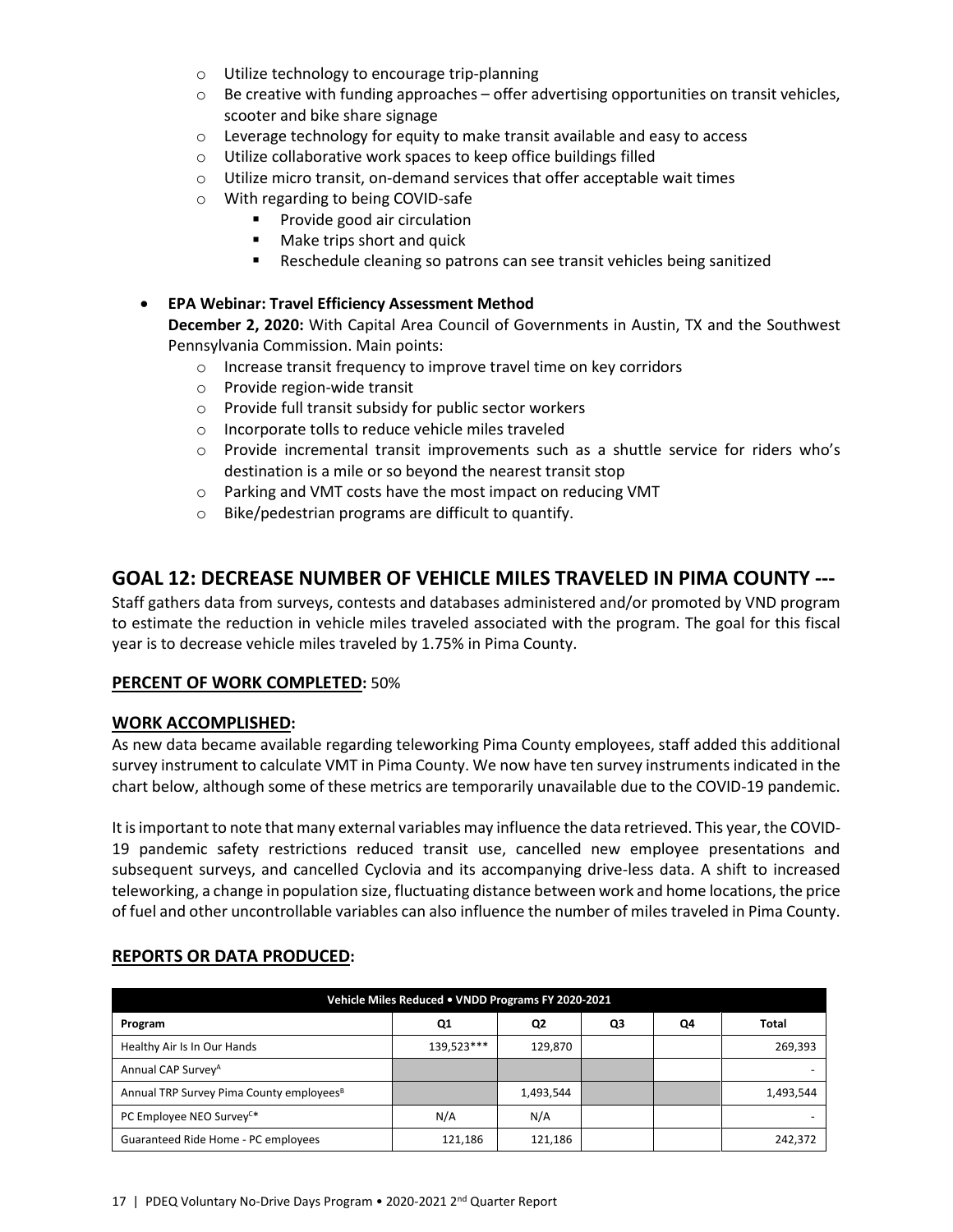- Utilize technology to encourage trip-planning
- Be creative with funding approaches – offer advertising opportunities on transit vehicles, scooter and bike share signage
- Leverage technology for equity to make transit available and easy to access
- Utilize collaborative work spaces to keep office buildings filled
- Utilize micro transit, on-demand services that offer acceptable wait times
- With regarding to being COVID-safe
  - Provide good air circulation
  - Make trips short and quick
  - Reschedule cleaning so patrons can see transit vehicles being sanitized

- **EPA Webinar: Travel Efficiency Assessment Method**
  **December 2, 2020:** With Capital Area Council of Governments in Austin, TX and the Southwest Pennsylvania Commission. Main points:
  - Increase transit frequency to improve travel time on key corridors
  - Provide region-wide transit
  - Provide full transit subsidy for public sector workers
  - Incorporate tolls to reduce vehicle miles traveled
  - Provide incremental transit improvements such as a shuttle service for riders who's destination is a mile or so beyond the nearest transit stop
  - Parking and VMT costs have the most impact on reducing VMT
  - Bike/pedestrian programs are difficult to quantify.

## GOAL 12: DECREASE NUMBER OF VEHICLE MILES TRAVELED IN PIMA COUNTY ---

Staff gathers data from surveys, contests and databases administered and/or promoted by VND program to estimate the reduction in vehicle miles traveled associated with the program. The goal for this fiscal year is to decrease vehicle miles traveled by 1.75% in Pima County.

### PERCENT OF WORK COMPLETED: 50%

### WORK ACCOMPLISHED:

As new data became available regarding teleworking Pima County employees, staff added this additional survey instrument to calculate VMT in Pima County. We now have ten survey instruments indicated in the chart below, although some of these metrics are temporarily unavailable due to the COVID-19 pandemic.

It is important to note that many external variables may influence the data retrieved. This year, the COVID-19 pandemic safety restrictions reduced transit use, cancelled new employee presentations and subsequent surveys, and cancelled Cyclovia and its accompanying drive-less data. A shift to increased teleworking, a change in population size, fluctuating distance between work and home locations, the price of fuel and other uncontrollable variables can also influence the number of miles traveled in Pima County.

### REPORTS OR DATA PRODUCED:

| Vehicle Miles Reduced • VNDD Programs FY 2020-2021 | | | | | |
|---|---|---|---|---|---|
| **Program** | **Q1** | **Q2** | **Q3** | **Q4** | **Total** |
| Healthy Air Is In Our Hands | 139,523*** | 129,870 | | | 269,393 |
| Annual CAP Survey[A] | | | | | - |
| Annual TRP Survey Pima County employees[B] | | 1,493,544 | | | 1,493,544 |
| PC Employee NEO Survey[C]* | N/A | N/A | | | - |
| Guaranteed Ride Home - PC employees | 121,186 | 121,186 | | | 242,372 |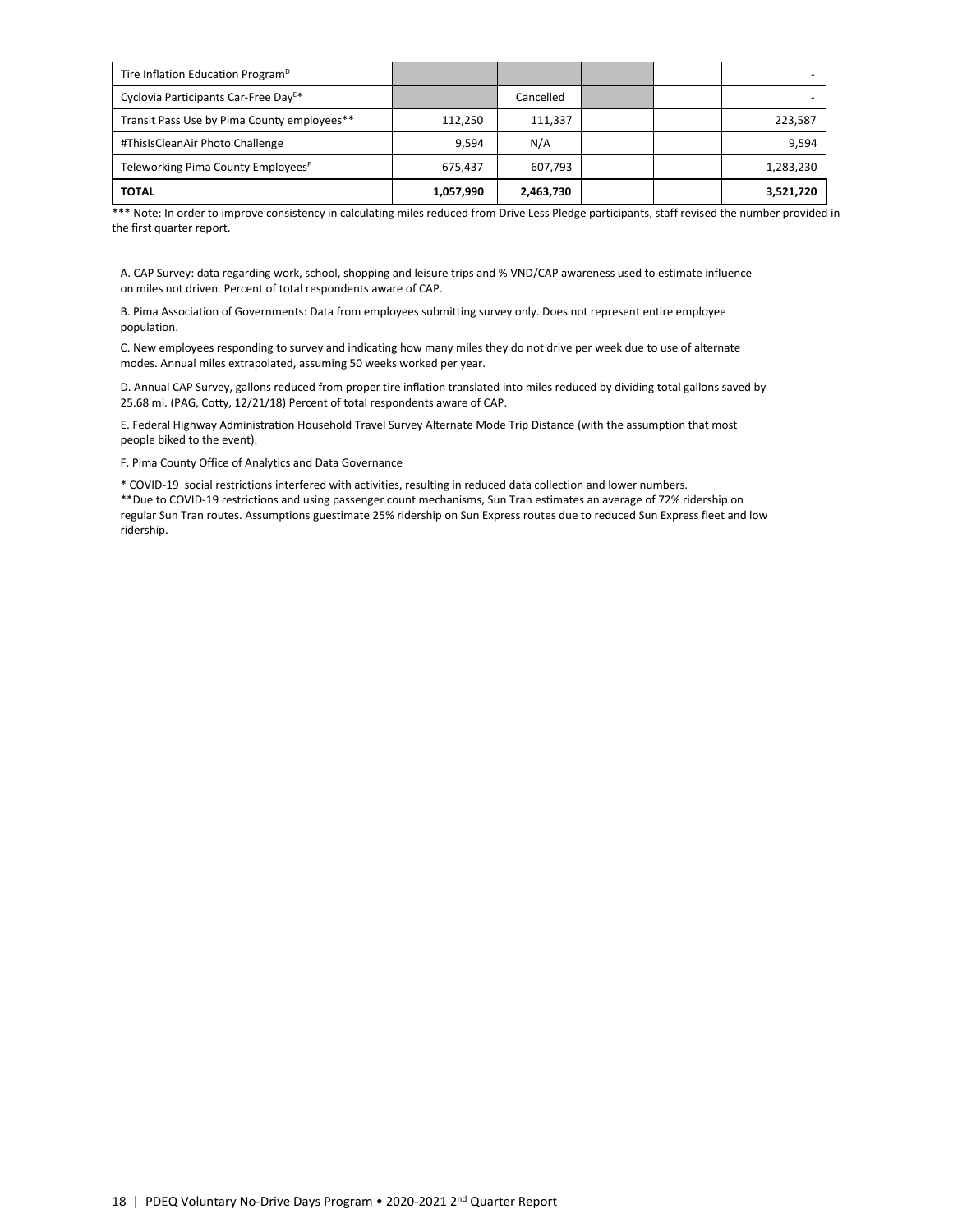| | | | | | |
|---|---|---|---|---|---|
| Tire Inflation Education Program[D] | | | | | - |
| Cyclovia Participants Car-Free Day[E]* | | Cancelled | | | - |
| Transit Pass Use by Pima County employees** | 112,250 | 111,337 | | | 223,587 |
| #ThisIsCleanAir Photo Challenge | 9,594 | N/A | | | 9,594 |
| Teleworking Pima County Employees[F] | 675,437 | 607,793 | | | 1,283,230 |
| **TOTAL** | **1,057,990** | **2,463,730** | | | **3,521,720** |

*** Note: In order to improve consistency in calculating miles reduced from Drive Less Pledge participants, staff revised the number provided in the first quarter report.

A. CAP Survey: data regarding work, school, shopping and leisure trips and % VND/CAP awareness used to estimate influence on miles not driven. Percent of total respondents aware of CAP.

B. Pima Association of Governments: Data from employees submitting survey only. Does not represent entire employee population.

C. New employees responding to survey and indicating how many miles they do not drive per week due to use of alternate modes. Annual miles extrapolated, assuming 50 weeks worked per year.

D. Annual CAP Survey, gallons reduced from proper tire inflation translated into miles reduced by dividing total gallons saved by 25.68 mi. (PAG, Cotty, 12/21/18) Percent of total respondents aware of CAP.

E. Federal Highway Administration Household Travel Survey Alternate Mode Trip Distance (with the assumption that most people biked to the event).

F. Pima County Office of Analytics and Data Governance

* COVID-19 social restrictions interfered with activities, resulting in reduced data collection and lower numbers.

**Due to COVID-19 restrictions and using passenger count mechanisms, Sun Tran estimates an average of 72% ridership on regular Sun Tran routes. Assumptions guestimate 25% ridership on Sun Express routes due to reduced Sun Express fleet and low ridership.